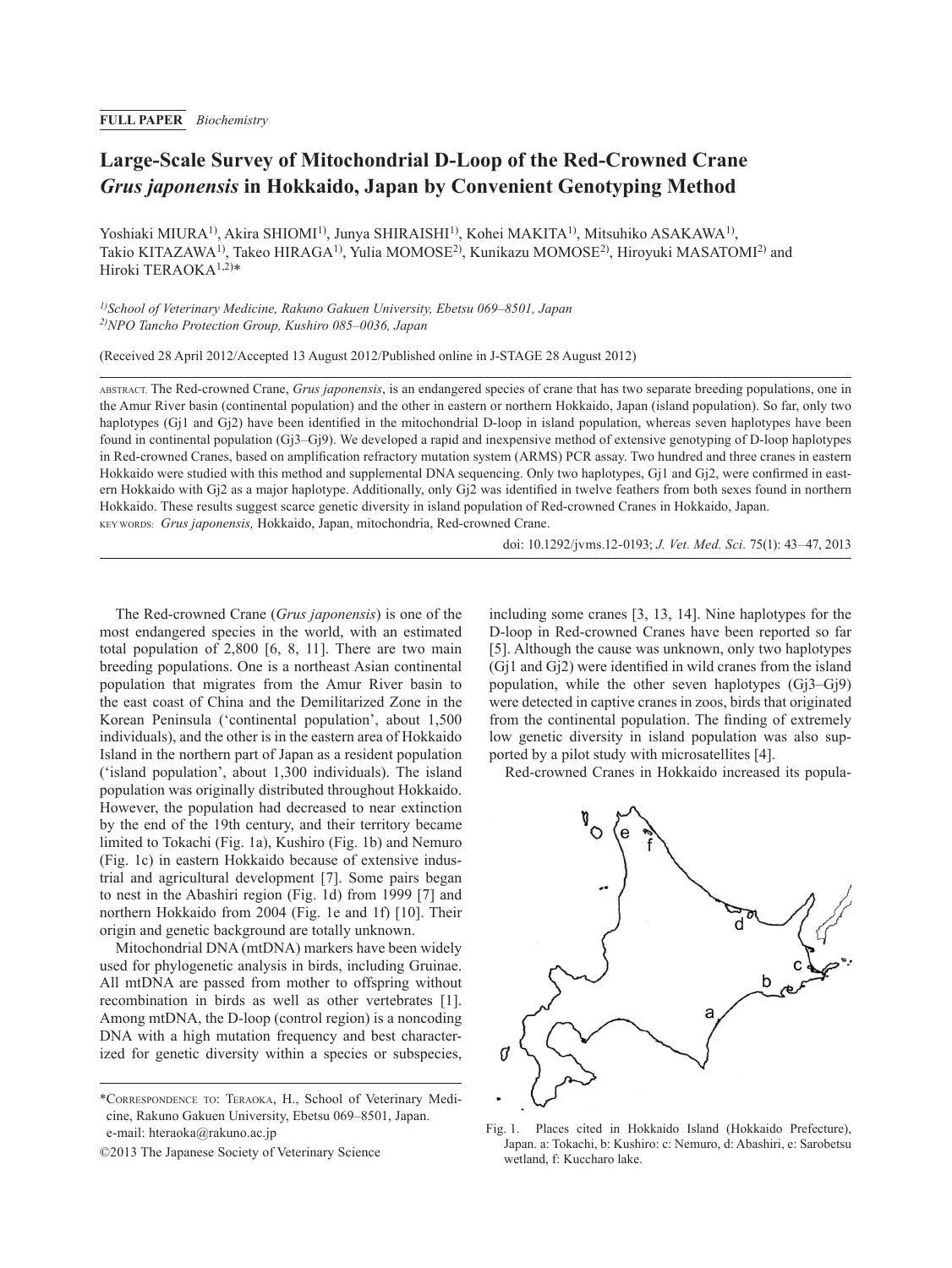**FULL PAPER** *Biochemistry*

# Large-Scale Survey of Mitochondrial D-Loop of the Red-Crowned Crane *Grus japonensis* in Hokkaido, Japan by Convenient Genotyping Method

Yoshiaki MIURA[1)], Akira SHIOMI[1)], Junya SHIRAISHI[1)], Kohei MAKITA[1)], Mitsuhiko ASAKAWA[1)], Takio KITAZAWA[1)], Takeo HIRAGA[1)], Yulia MOMOSE[2)], Kunikazu MOMOSE[2)], Hiroyuki MASATOMI[2)] and Hiroki TERAOKA[1,2)]*

[1)]*School of Veterinary Medicine, Rakuno Gakuen University, Ebetsu 069–8501, Japan*
[2)]*NPO Tancho Protection Group, Kushiro 085–0036, Japan*

(Received 28 April 2012/Accepted 13 August 2012/Published online in J-STAGE 28 August 2012)

ABSTRACT. The Red-crowned Crane, *Grus japonensis*, is an endangered species of crane that has two separate breeding populations, one in the Amur River basin (continental population) and the other in eastern or northern Hokkaido, Japan (island population). So far, only two haplotypes (Gj1 and Gj2) have been identified in the mitochondrial D-loop in island population, whereas seven haplotypes have been found in continental population (Gj3–Gj9). We developed a rapid and inexpensive method of extensive genotyping of D-loop haplotypes in Red-crowned Cranes, based on amplification refractory mutation system (ARMS) PCR assay. Two hundred and three cranes in eastern Hokkaido were studied with this method and supplemental DNA sequencing. Only two haplotypes, Gj1 and Gj2, were confirmed in eastern Hokkaido with Gj2 as a major haplotype. Additionally, only Gj2 was identified in twelve feathers from both sexes found in northern Hokkaido. These results suggest scarce genetic diversity in island population of Red-crowned Cranes in Hokkaido, Japan.

KEY WORDS: *Grus japonensis,* Hokkaido, Japan, mitochondria, Red-crowned Crane.

doi: 10.1292/jvms.12-0193; *J. Vet. Med. Sci.* 75(1): 43–47, 2013

The Red-crowned Crane (*Grus japonensis*) is one of the most endangered species in the world, with an estimated total population of 2,800 [6, 8, 11]. There are two main breeding populations. One is a northeast Asian continental population that migrates from the Amur River basin to the east coast of China and the Demilitarized Zone in the Korean Peninsula ('continental population', about 1,500 individuals), and the other is in the eastern area of Hokkaido Island in the northern part of Japan as a resident population ('island population', about 1,300 individuals). The island population was originally distributed throughout Hokkaido. However, the population had decreased to near extinction by the end of the 19th century, and their territory became limited to Tokachi (Fig. 1a), Kushiro (Fig. 1b) and Nemuro (Fig. 1c) in eastern Hokkaido because of extensive industrial and agricultural development [7]. Some pairs began to nest in the Abashiri region (Fig. 1d) from 1999 [7] and northern Hokkaido from 2004 (Fig. 1e and 1f) [10]. Their origin and genetic background are totally unknown.

Mitochondrial DNA (mtDNA) markers have been widely used for phylogenetic analysis in birds, including Gruinae. All mtDNA are passed from mother to offspring without recombination in birds as well as other vertebrates [1]. Among mtDNA, the D-loop (control region) is a noncoding DNA with a high mutation frequency and best characterized for genetic diversity within a species or subspecies, including some cranes [3, 13, 14]. Nine haplotypes for the D-loop in Red-crowned Cranes have been reported so far [5]. Although the cause was unknown, only two haplotypes (Gj1 and Gj2) were identified in wild cranes from the island population, while the other seven haplotypes (Gj3–Gj9) were detected in captive cranes in zoos, birds that originated from the continental population. The finding of extremely low genetic diversity in island population was also supported by a pilot study with microsatellites [4].

Red-crowned Cranes in Hokkaido increased its popula-

Fig. 1. Places cited in Hokkaido Island (Hokkaido Prefecture), Japan. a: Tokachi, b: Kushiro: c: Nemuro, d: Abashiri, e: Sarobetsu wetland, f: Kuccharo lake.

*CORRESPONDENCE TO: TERAOKA, H., School of Veterinary Medicine, Rakuno Gakuen University, Ebetsu 069–8501, Japan. e-mail: hteraoka@rakuno.ac.jp

©2013 The Japanese Society of Veterinary Science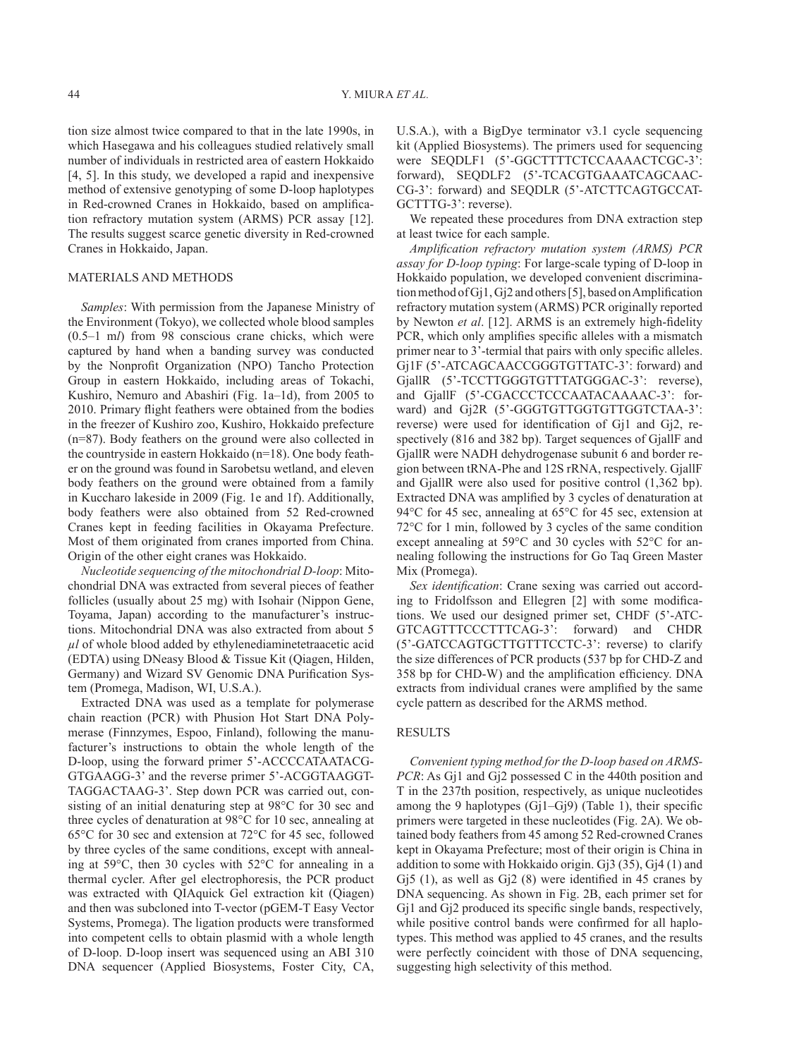tion size almost twice compared to that in the late 1990s, in which Hasegawa and his colleagues studied relatively small number of individuals in restricted area of eastern Hokkaido [4, 5]. In this study, we developed a rapid and inexpensive method of extensive genotyping of some D-loop haplotypes in Red-crowned Cranes in Hokkaido, based on amplification refractory mutation system (ARMS) PCR assay [12]. The results suggest scarce genetic diversity in Red-crowned Cranes in Hokkaido, Japan.

## MATERIALS AND METHODS

*Samples*: With permission from the Japanese Ministry of the Environment (Tokyo), we collected whole blood samples (0.5–1 m*l*) from 98 conscious crane chicks, which were captured by hand when a banding survey was conducted by the Nonprofit Organization (NPO) Tancho Protection Group in eastern Hokkaido, including areas of Tokachi, Kushiro, Nemuro and Abashiri (Fig. 1a–1d), from 2005 to 2010. Primary flight feathers were obtained from the bodies in the freezer of Kushiro zoo, Kushiro, Hokkaido prefecture (n=87). Body feathers on the ground were also collected in the countryside in eastern Hokkaido (n=18). One body feather on the ground was found in Sarobetsu wetland, and eleven body feathers on the ground were obtained from a family in Kuccharo lakeside in 2009 (Fig. 1e and 1f). Additionally, body feathers were also obtained from 52 Red-crowned Cranes kept in feeding facilities in Okayama Prefecture. Most of them originated from cranes imported from China. Origin of the other eight cranes was Hokkaido.

*Nucleotide sequencing of the mitochondrial D-loop*: Mitochondrial DNA was extracted from several pieces of feather follicles (usually about 25 mg) with Isohair (Nippon Gene, Toyama, Japan) according to the manufacturer's instructions. Mitochondrial DNA was also extracted from about 5 $\mu l$ of whole blood added by ethylenediaminetetraacetic acid (EDTA) using DNeasy Blood & Tissue Kit (Qiagen, Hilden, Germany) and Wizard SV Genomic DNA Purification System (Promega, Madison, WI, U.S.A.).

Extracted DNA was used as a template for polymerase chain reaction (PCR) with Phusion Hot Start DNA Polymerase (Finnzymes, Espoo, Finland), following the manufacturer's instructions to obtain the whole length of the D-loop, using the forward primer 5'-ACCCCATAATACG-GTGAAGG-3' and the reverse primer 5'-ACGGTAAGGT-TAGGACTAAG-3'. Step down PCR was carried out, consisting of an initial denaturing step at 98°C for 30 sec and three cycles of denaturation at 98°C for 10 sec, annealing at 65°C for 30 sec and extension at 72°C for 45 sec, followed by three cycles of the same conditions, except with annealing at 59°C, then 30 cycles with 52°C for annealing in a thermal cycler. After gel electrophoresis, the PCR product was extracted with QIAquick Gel extraction kit (Qiagen) and then was subcloned into T-vector (pGEM-T Easy Vector Systems, Promega). The ligation products were transformed into competent cells to obtain plasmid with a whole length of D-loop. D-loop insert was sequenced using an ABI 310 DNA sequencer (Applied Biosystems, Foster City, CA, U.S.A.), with a BigDye terminator v3.1 cycle sequencing kit (Applied Biosystems). The primers used for sequencing were SEQDLF1 (5'-GGCTTTTCTCCAAAACTCGC-3': forward), SEQDLF2 (5'-TCACGTGAAATCAGCAAC-CG-3': forward) and SEQDLR (5'-ATCTTCAGTGCCAT-GCTTTG-3': reverse).

We repeated these procedures from DNA extraction step at least twice for each sample.

*Amplification refractory mutation system (ARMS) PCR assay for D-loop typing*: For large-scale typing of D-loop in Hokkaido population, we developed convenient discrimination method of Gj1, Gj2 and others [5], based on Amplification refractory mutation system (ARMS) PCR originally reported by Newton *et al*. [12]. ARMS is an extremely high-fidelity PCR, which only amplifies specific alleles with a mismatch primer near to 3'-termial that pairs with only specific alleles. Gj1F (5'-ATCAGCAACCGGGTGTTATC-3': forward) and GjallR (5'-TCCTTGGGTGTTTATGGGAC-3': reverse), and GjallF (5'-CGACCCTCCCAATACAAAAC-3': forward) and Gj2R (5'-GGGTGTTGGTGTTGGTCTAA-3': reverse) were used for identification of Gj1 and Gj2, respectively (816 and 382 bp). Target sequences of GjallF and GjallR were NADH dehydrogenase subunit 6 and border region between tRNA-Phe and 12S rRNA, respectively. GjallF and GjallR were also used for positive control (1,362 bp). Extracted DNA was amplified by 3 cycles of denaturation at 94°C for 45 sec, annealing at 65°C for 45 sec, extension at 72°C for 1 min, followed by 3 cycles of the same condition except annealing at 59°C and 30 cycles with 52°C for annealing following the instructions for Go Taq Green Master Mix (Promega).

*Sex identification*: Crane sexing was carried out according to Fridolfsson and Ellegren [2] with some modifications. We used our designed primer set, CHDF (5'-ATC-GTCAGTTTCCCTTTCAG-3': forward) and CHDR (5'-GATCCAGTGCTTGTTTCCTC-3': reverse) to clarify the size differences of PCR products (537 bp for CHD-Z and 358 bp for CHD-W) and the amplification efficiency. DNA extracts from individual cranes were amplified by the same cycle pattern as described for the ARMS method.

## RESULTS

*Convenient typing method for the D-loop based on ARMS-PCR*: As Gj1 and Gj2 possessed C in the 440th position and T in the 237th position, respectively, as unique nucleotides among the 9 haplotypes (Gj1–Gj9) (Table 1), their specific primers were targeted in these nucleotides (Fig. 2A). We obtained body feathers from 45 among 52 Red-crowned Cranes kept in Okayama Prefecture; most of their origin is China in addition to some with Hokkaido origin. Gj3 (35), Gj4 (1) and Gj5 (1), as well as Gj2 (8) were identified in 45 cranes by DNA sequencing. As shown in Fig. 2B, each primer set for Gj1 and Gj2 produced its specific single bands, respectively, while positive control bands were confirmed for all haplotypes. This method was applied to 45 cranes, and the results were perfectly coincident with those of DNA sequencing, suggesting high selectivity of this method.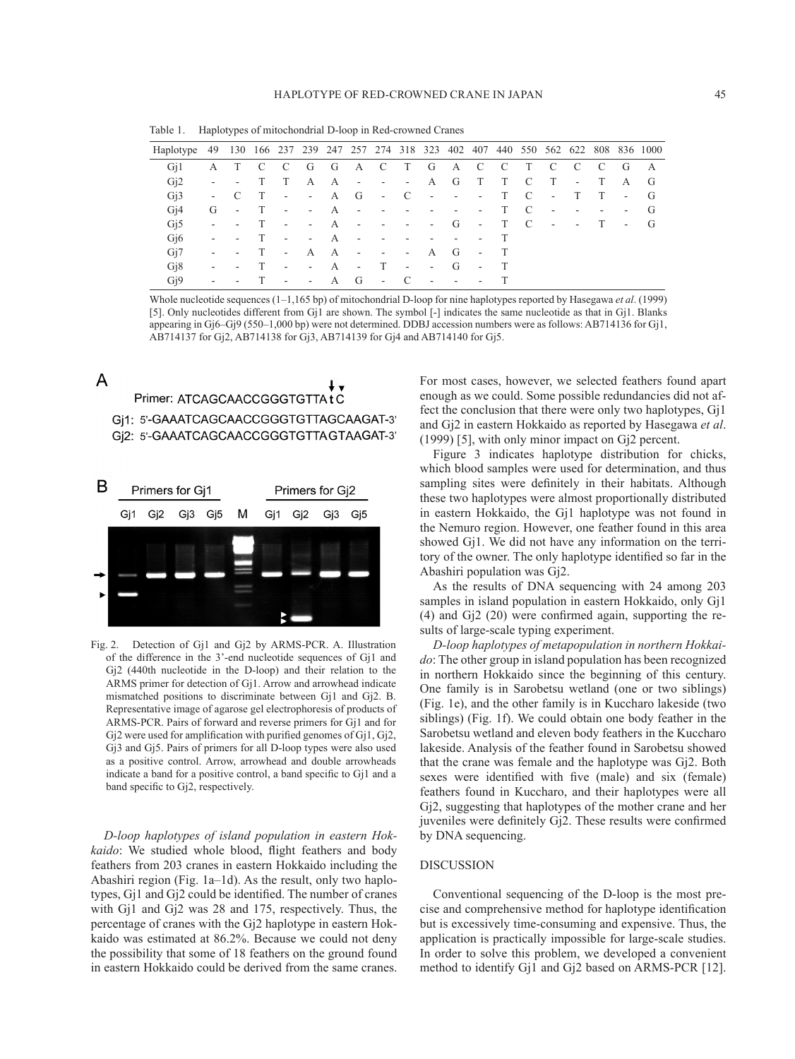Table 1. Haplotypes of mitochondrial D-loop in Red-crowned Cranes

| Haplotype | 49 | 130 | 166 | 237 | 239 | 247 | 257 | 274 | 318 | 323 | 402 | 407 | 440 | 550 | 562 | 622 | 808 | 836 | 1000 |
|---|---|---|---|---|---|---|---|---|---|---|---|---|---|---|---|---|---|---|---|
| Gj1 | A | T | C | C | G | G | A | C | T | G | A | C | C | T | C | C | C | G | A |
| Gj2 | - | - | T | T | A | A | - | - | - | A | G | T | T | C | T | - | T | A | G |
| Gj3 | - | C | T | - | - | A | G | - | C | - | - | - | T | C | - | T | T | - | G |
| Gj4 | G | - | T | - | - | A | - | - | - | - | - | - | T | C | - | - | - | - | G |
| Gj5 | - | - | T | - | - | A | - | - | - | - | G | - | T | C | - | - | T | - | G |
| Gj6 | - | - | T | - | - | A | - | - | - | - | - | - | T | | | | | | |
| Gj7 | - | - | T | - | A | A | - | - | - | A | G | - | T | | | | | | |
| Gj8 | - | - | T | - | - | A | - | T | - | - | G | - | T | | | | | | |
| Gj9 | - | - | T | - | - | A | G | - | C | - | - | - | T | | | | | | |

Whole nucleotide sequences (1–1,165 bp) of mitochondrial D-loop for nine haplotypes reported by Hasegawa *et al*. (1999) [5]. Only nucleotides different from Gj1 are shown. The symbol [-] indicates the same nucleotide as that in Gj1. Blanks appearing in Gj6–Gj9 (550–1,000 bp) were not determined. DDBJ accession numbers were as follows: AB714136 for Gj1, AB714137 for Gj2, AB714138 for Gj3, AB714139 for Gj4 and AB714140 for Gj5.

A

Primer: ATCAGCAACCGGGTGTTAtC

Gj1: 5'-GAAATCAGCAACCGGGTGTTAGCAAGAT-3'

Gj2: 5'-GAAATCAGCAACCGGGTGTTAGTAAGAT-3'

B

Primers for Gj1 | Primers for Gj2

Gj1 Gj2 Gj3 Gj5 M Gj1 Gj2 Gj3 Gj5

Fig. 2. Detection of Gj1 and Gj2 by ARMS-PCR. A. Illustration of the difference in the 3'-end nucleotide sequences of Gj1 and Gj2 (440th nucleotide in the D-loop) and their relation to the ARMS primer for detection of Gj1. Arrow and arrowhead indicate mismatched positions to discriminate between Gj1 and Gj2. B. Representative image of agarose gel electrophoresis of products of ARMS-PCR. Pairs of forward and reverse primers for Gj1 and for Gj2 were used for amplification with purified genomes of Gj1, Gj2, Gj3 and Gj5. Pairs of primers for all D-loop types were also used as a positive control. Arrow, arrowhead and double arrowheads indicate a band for a positive control, a band specific to Gj1 and a band specific to Gj2, respectively.

*D-loop haplotypes of island population in eastern Hokkaido*: We studied whole blood, flight feathers and body feathers from 203 cranes in eastern Hokkaido including the Abashiri region (Fig. 1a–1d). As the result, only two haplotypes, Gj1 and Gj2 could be identified. The number of cranes with Gj1 and Gj2 was 28 and 175, respectively. Thus, the percentage of cranes with the Gj2 haplotype in eastern Hokkaido was estimated at 86.2%. Because we could not deny the possibility that some of 18 feathers on the ground found in eastern Hokkaido could be derived from the same cranes. For most cases, however, we selected feathers found apart enough as we could. Some possible redundancies did not affect the conclusion that there were only two haplotypes, Gj1 and Gj2 in eastern Hokkaido as reported by Hasegawa *et al*. (1999) [5], with only minor impact on Gj2 percent.

Figure 3 indicates haplotype distribution for chicks, which blood samples were used for determination, and thus sampling sites were definitely in their habitats. Although these two haplotypes were almost proportionally distributed in eastern Hokkaido, the Gj1 haplotype was not found in the Nemuro region. However, one feather found in this area showed Gj1. We did not have any information on the territory of the owner. The only haplotype identified so far in the Abashiri population was Gj2.

As the results of DNA sequencing with 24 among 203 samples in island population in eastern Hokkaido, only Gj1 (4) and Gj2 (20) were confirmed again, supporting the results of large-scale typing experiment.

*D-loop haplotypes of metapopulation in northern Hokkaido*: The other group in island population has been recognized in northern Hokkaido since the beginning of this century. One family is in Sarobetsu wetland (one or two siblings) (Fig. 1e), and the other family is in Kuccharo lakeside (two siblings) (Fig. 1f). We could obtain one body feather in the Sarobetsu wetland and eleven body feathers in the Kuccharo lakeside. Analysis of the feather found in Sarobetsu showed that the crane was female and the haplotype was Gj2. Both sexes were identified with five (male) and six (female) feathers found in Kuccharo, and their haplotypes were all Gj2, suggesting that haplotypes of the mother crane and her juveniles were definitely Gj2. These results were confirmed by DNA sequencing.

## DISCUSSION

Conventional sequencing of the D-loop is the most precise and comprehensive method for haplotype identification but is excessively time-consuming and expensive. Thus, the application is practically impossible for large-scale studies. In order to solve this problem, we developed a convenient method to identify Gj1 and Gj2 based on ARMS-PCR [12].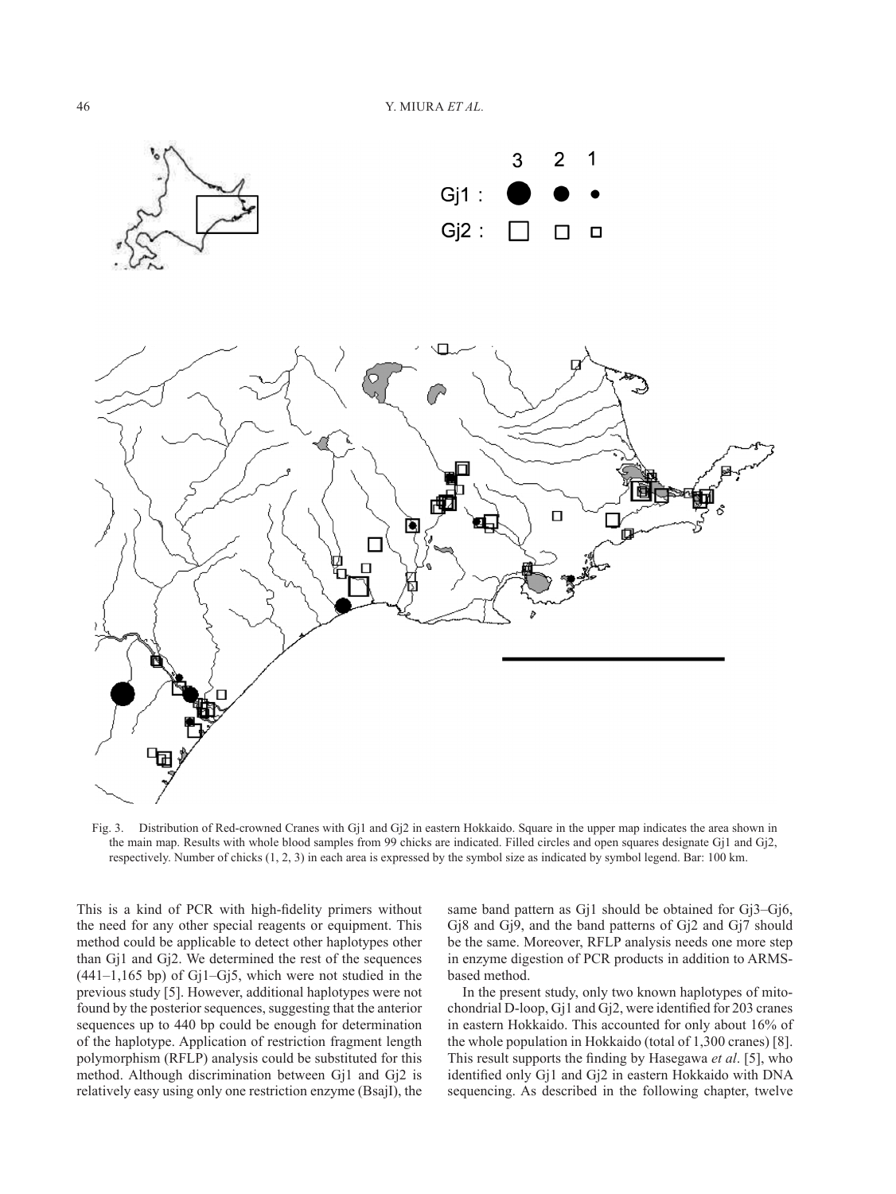Fig. 3. Distribution of Red-crowned Cranes with Gj1 and Gj2 in eastern Hokkaido. Square in the upper map indicates the area shown in the main map. Results with whole blood samples from 99 chicks are indicated. Filled circles and open squares designate Gj1 and Gj2, respectively. Number of chicks (1, 2, 3) in each area is expressed by the symbol size as indicated by symbol legend. Bar: 100 km.

This is a kind of PCR with high-fidelity primers without the need for any other special reagents or equipment. This method could be applicable to detect other haplotypes other than Gj1 and Gj2. We determined the rest of the sequences (441–1,165 bp) of Gj1–Gj5, which were not studied in the previous study [5]. However, additional haplotypes were not found by the posterior sequences, suggesting that the anterior sequences up to 440 bp could be enough for determination of the haplotype. Application of restriction fragment length polymorphism (RFLP) analysis could be substituted for this method. Although discrimination between Gj1 and Gj2 is relatively easy using only one restriction enzyme (BsajI), the same band pattern as Gj1 should be obtained for Gj3–Gj6, Gj8 and Gj9, and the band patterns of Gj2 and Gj7 should be the same. Moreover, RFLP analysis needs one more step in enzyme digestion of PCR products in addition to ARMS-based method.

In the present study, only two known haplotypes of mitochondrial D-loop, Gj1 and Gj2, were identified for 203 cranes in eastern Hokkaido. This accounted for only about 16% of the whole population in Hokkaido (total of 1,300 cranes) [8]. This result supports the finding by Hasegawa *et al*. [5], who identified only Gj1 and Gj2 in eastern Hokkaido with DNA sequencing. As described in the following chapter, twelve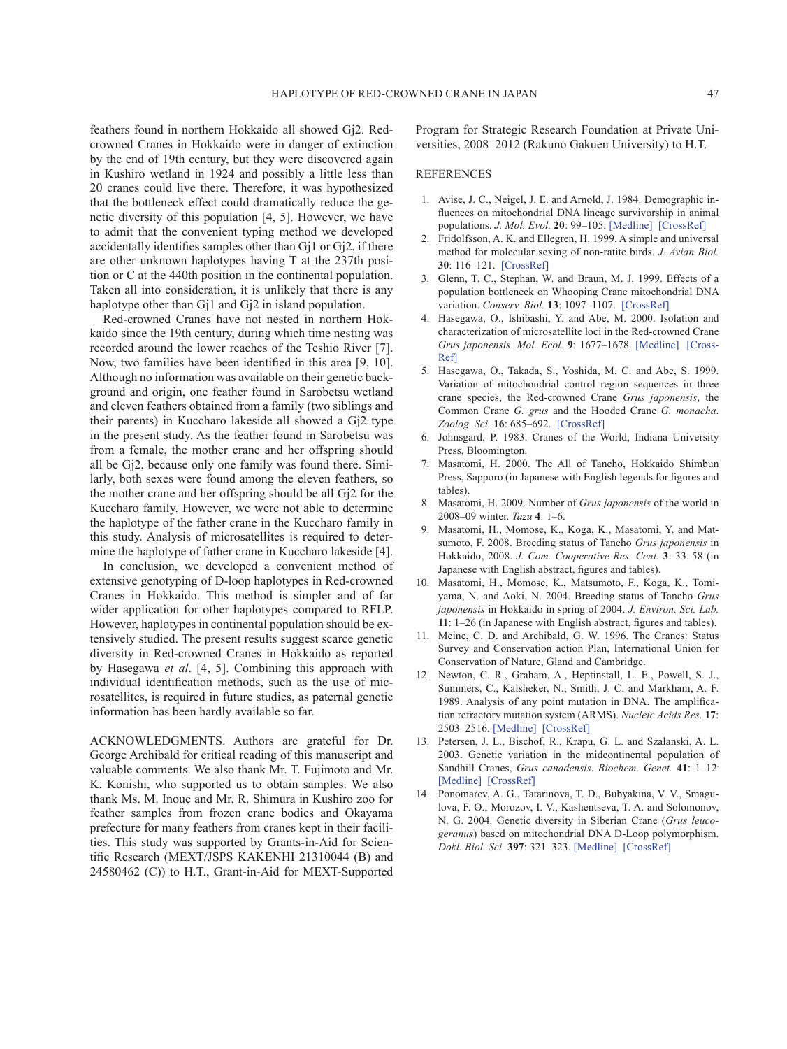feathers found in northern Hokkaido all showed Gj2. Red-crowned Cranes in Hokkaido were in danger of extinction by the end of 19th century, but they were discovered again in Kushiro wetland in 1924 and possibly a little less than 20 cranes could live there. Therefore, it was hypothesized that the bottleneck effect could dramatically reduce the genetic diversity of this population [4, 5]. However, we have to admit that the convenient typing method we developed accidentally identifies samples other than Gj1 or Gj2, if there are other unknown haplotypes having T at the 237th position or C at the 440th position in the continental population. Taken all into consideration, it is unlikely that there is any haplotype other than Gj1 and Gj2 in island population.

Red-crowned Cranes have not nested in northern Hokkaido since the 19th century, during which time nesting was recorded around the lower reaches of the Teshio River [7]. Now, two families have been identified in this area [9, 10]. Although no information was available on their genetic background and origin, one feather found in Sarobetsu wetland and eleven feathers obtained from a family (two siblings and their parents) in Kuccharo lakeside all showed a Gj2 type in the present study. As the feather found in Sarobetsu was from a female, the mother crane and her offspring should all be Gj2, because only one family was found there. Similarly, both sexes were found among the eleven feathers, so the mother crane and her offspring should be all Gj2 for the Kuccharo family. However, we were not able to determine the haplotype of the father crane in the Kuccharo family in this study. Analysis of microsatellites is required to determine the haplotype of father crane in Kuccharo lakeside [4].

In conclusion, we developed a convenient method of extensive genotyping of D-loop haplotypes in Red-crowned Cranes in Hokkaido. This method is simpler and of far wider application for other haplotypes compared to RFLP. However, haplotypes in continental population should be extensively studied. The present results suggest scarce genetic diversity in Red-crowned Cranes in Hokkaido as reported by Hasegawa *et al*. [4, 5]. Combining this approach with individual identification methods, such as the use of microsatellites, is required in future studies, as paternal genetic information has been hardly available so far.

ACKNOWLEDGMENTS. Authors are grateful for Dr. George Archibald for critical reading of this manuscript and valuable comments. We also thank Mr. T. Fujimoto and Mr. K. Konishi, who supported us to obtain samples. We also thank Ms. M. Inoue and Mr. R. Shimura in Kushiro zoo for feather samples from frozen crane bodies and Okayama prefecture for many feathers from cranes kept in their facilities. This study was supported by Grants-in-Aid for Scientific Research (MEXT/JSPS KAKENHI 21310044 (B) and 24580462 (C)) to H.T., Grant-in-Aid for MEXT-Supported Program for Strategic Research Foundation at Private Universities, 2008–2012 (Rakuno Gakuen University) to H.T.

## REFERENCES

1. Avise, J. C., Neigel, J. E. and Arnold, J. 1984. Demographic influences on mitochondrial DNA lineage survivorship in animal populations. *J. Mol. Evol.* **20**: 99–105. [Medline] [CrossRef]
2. Fridolfsson, A. K. and Ellegren, H. 1999. A simple and universal method for molecular sexing of non-ratite birds. *J. Avian Biol.* **30**: 116–121. [CrossRef]
3. Glenn, T. C., Stephan, W. and Braun, M. J. 1999. Effects of a population bottleneck on Whooping Crane mitochondrial DNA variation. *Conserv. Biol.* **13**: 1097–1107. [CrossRef]
4. Hasegawa, O., Ishibashi, Y. and Abe, M. 2000. Isolation and characterization of microsatellite loci in the Red-crowned Crane *Grus japonensis*. *Mol. Ecol.* **9**: 1677–1678. [Medline] [CrossRef]
5. Hasegawa, O., Takada, S., Yoshida, M. C. and Abe, S. 1999. Variation of mitochondrial control region sequences in three crane species, the Red-crowned Crane *Grus japonensis*, the Common Crane *G. grus* and the Hooded Crane *G. monacha*. *Zoolog. Sci.* **16**: 685–692. [CrossRef]
6. Johnsgard, P. 1983. Cranes of the World, Indiana University Press, Bloomington.
7. Masatomi, H. 2000. The All of Tancho, Hokkaido Shimbun Press, Sapporo (in Japanese with English legends for figures and tables).
8. Masatomi, H. 2009. Number of *Grus japonensis* of the world in 2008–09 winter. *Tazu* **4**: 1–6.
9. Masatomi, H., Momose, K., Koga, K., Masatomi, Y. and Matsumoto, F. 2008. Breeding status of Tancho *Grus japonensis* in Hokkaido, 2008. *J. Com. Cooperative Res. Cent.* **3**: 33–58 (in Japanese with English abstract, figures and tables).
10. Masatomi, H., Momose, K., Matsumoto, F., Koga, K., Tomiyama, N. and Aoki, N. 2004. Breeding status of Tancho *Grus japonensis* in Hokkaido in spring of 2004. *J. Environ. Sci. Lab.* **11**: 1–26 (in Japanese with English abstract, figures and tables).
11. Meine, C. D. and Archibald, G. W. 1996. The Cranes: Status Survey and Conservation action Plan, International Union for Conservation of Nature, Gland and Cambridge.
12. Newton, C. R., Graham, A., Heptinstall, L. E., Powell, S. J., Summers, C., Kalsheker, N., Smith, J. C. and Markham, A. F. 1989. Analysis of any point mutation in DNA. The amplification refractory mutation system (ARMS). *Nucleic Acids Res.* **17**: 2503–2516. [Medline] [CrossRef]
13. Petersen, J. L., Bischof, R., Krapu, G. L. and Szalanski, A. L. 2003. Genetic variation in the midcontinental population of Sandhill Cranes, *Grus canadensis*. *Biochem. Genet.* **41**: 1–12. [Medline] [CrossRef]
14. Ponomarev, A. G., Tatarinova, T. D., Bubyakina, V. V., Smagulova, F. O., Morozov, I. V., Kashentseva, T. A. and Solomonov, N. G. 2004. Genetic diversity in Siberian Crane (*Grus leucogeranus*) based on mitochondrial DNA D-Loop polymorphism. *Dokl. Biol. Sci.* **397**: 321–323. [Medline] [CrossRef]